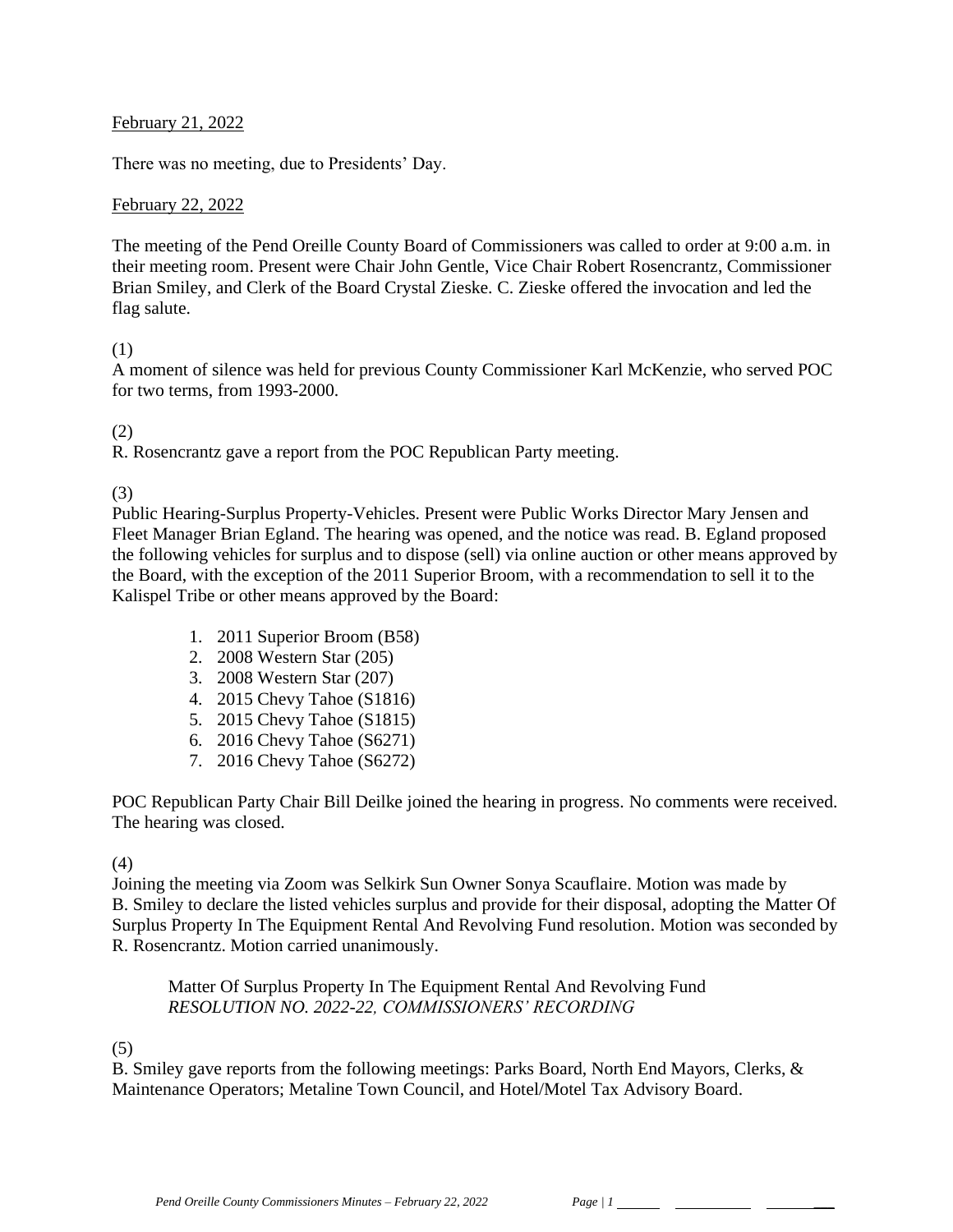February 21, 2022

There was no meeting, due to Presidents' Day.

February 22, 2022

The meeting of the Pend Oreille County Board of Commissioners was called to order at 9:00 a.m. in their meeting room. Present were Chair John Gentle, Vice Chair Robert Rosencrantz, Commissioner Brian Smiley, and Clerk of the Board Crystal Zieske. C. Zieske offered the invocation and led the flag salute.

(1)
A moment of silence was held for previous County Commissioner Karl McKenzie, who served POC for two terms, from 1993-2000.

(2)
R. Rosencrantz gave a report from the POC Republican Party meeting.

(3)
Public Hearing-Surplus Property-Vehicles. Present were Public Works Director Mary Jensen and Fleet Manager Brian Egland. The hearing was opened, and the notice was read. B. Egland proposed the following vehicles for surplus and to dispose (sell) via online auction or other means approved by the Board, with the exception of the 2011 Superior Broom, with a recommendation to sell it to the Kalispel Tribe or other means approved by the Board:

1. 2011 Superior Broom (B58)
2. 2008 Western Star (205)
3. 2008 Western Star (207)
4. 2015 Chevy Tahoe (S1816)
5. 2015 Chevy Tahoe (S1815)
6. 2016 Chevy Tahoe (S6271)
7. 2016 Chevy Tahoe (S6272)

POC Republican Party Chair Bill Deilke joined the hearing in progress. No comments were received. The hearing was closed.

(4)
Joining the meeting via Zoom was Selkirk Sun Owner Sonya Scauflaire. Motion was made by B. Smiley to declare the listed vehicles surplus and provide for their disposal, adopting the Matter Of Surplus Property In The Equipment Rental And Revolving Fund resolution. Motion was seconded by R. Rosencrantz. Motion carried unanimously.

> Matter Of Surplus Property In The Equipment Rental And Revolving Fund
> *RESOLUTION NO. 2022-22, COMMISSIONERS' RECORDING*

(5)
B. Smiley gave reports from the following meetings: Parks Board, North End Mayors, Clerks, & Maintenance Operators; Metaline Town Council, and Hotel/Motel Tax Advisory Board.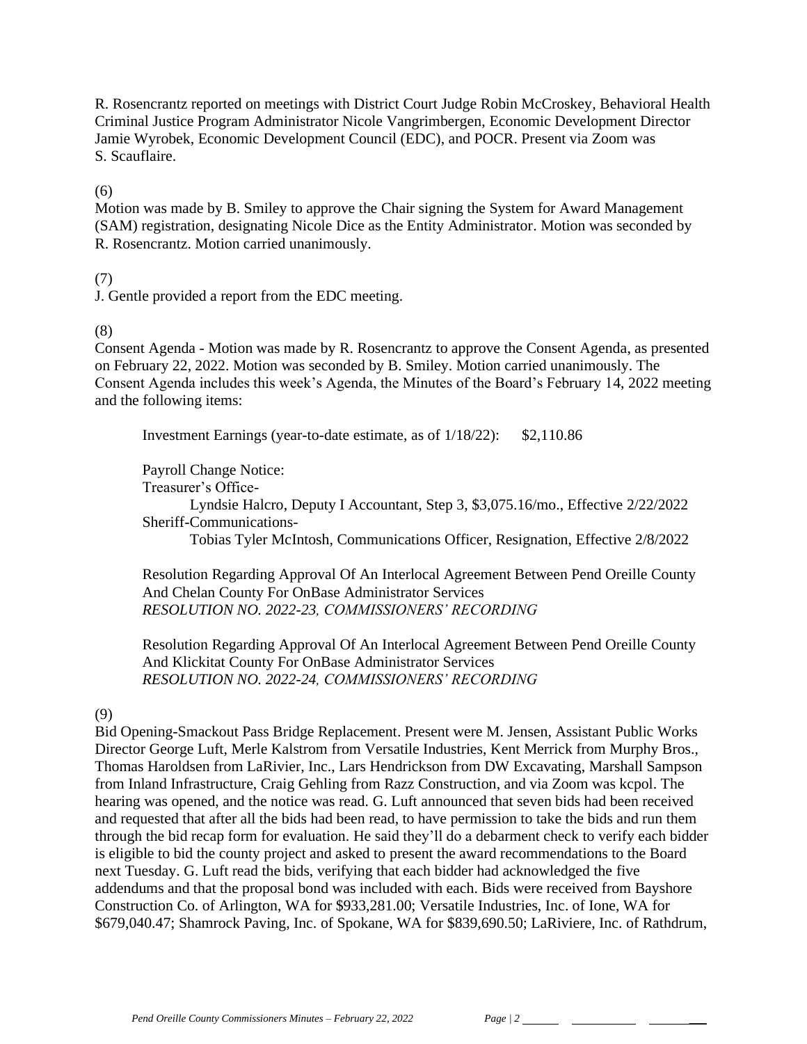R. Rosencrantz reported on meetings with District Court Judge Robin McCroskey, Behavioral Health Criminal Justice Program Administrator Nicole Vangrimbergen, Economic Development Director Jamie Wyrobek, Economic Development Council (EDC), and POCR. Present via Zoom was S. Scauflaire.

(6)

Motion was made by B. Smiley to approve the Chair signing the System for Award Management (SAM) registration, designating Nicole Dice as the Entity Administrator. Motion was seconded by R. Rosencrantz. Motion carried unanimously.

(7)

J. Gentle provided a report from the EDC meeting.

(8)

Consent Agenda - Motion was made by R. Rosencrantz to approve the Consent Agenda, as presented on February 22, 2022. Motion was seconded by B. Smiley. Motion carried unanimously. The Consent Agenda includes this week's Agenda, the Minutes of the Board's February 14, 2022 meeting and the following items:

Investment Earnings (year-to-date estimate, as of 1/18/22): $2,110.86

Payroll Change Notice:
Treasurer's Office-
Lyndsie Halcro, Deputy I Accountant, Step 3, $3,075.16/mo., Effective 2/22/2022
Sheriff-Communications-
Tobias Tyler McIntosh, Communications Officer, Resignation, Effective 2/8/2022

Resolution Regarding Approval Of An Interlocal Agreement Between Pend Oreille County And Chelan County For OnBase Administrator Services
*RESOLUTION NO. 2022-23, COMMISSIONERS' RECORDING*

Resolution Regarding Approval Of An Interlocal Agreement Between Pend Oreille County And Klickitat County For OnBase Administrator Services
*RESOLUTION NO. 2022-24, COMMISSIONERS' RECORDING*

(9)

Bid Opening-Smackout Pass Bridge Replacement. Present were M. Jensen, Assistant Public Works Director George Luft, Merle Kalstrom from Versatile Industries, Kent Merrick from Murphy Bros., Thomas Haroldsen from LaRivier, Inc., Lars Hendrickson from DW Excavating, Marshall Sampson from Inland Infrastructure, Craig Gehling from Razz Construction, and via Zoom was kcpol. The hearing was opened, and the notice was read. G. Luft announced that seven bids had been received and requested that after all the bids had been read, to have permission to take the bids and run them through the bid recap form for evaluation. He said they'll do a debarment check to verify each bidder is eligible to bid the county project and asked to present the award recommendations to the Board next Tuesday. G. Luft read the bids, verifying that each bidder had acknowledged the five addendums and that the proposal bond was included with each. Bids were received from Bayshore Construction Co. of Arlington, WA for $933,281.00; Versatile Industries, Inc. of Ione, WA for $679,040.47; Shamrock Paving, Inc. of Spokane, WA for $839,690.50; LaRiviere, Inc. of Rathdrum,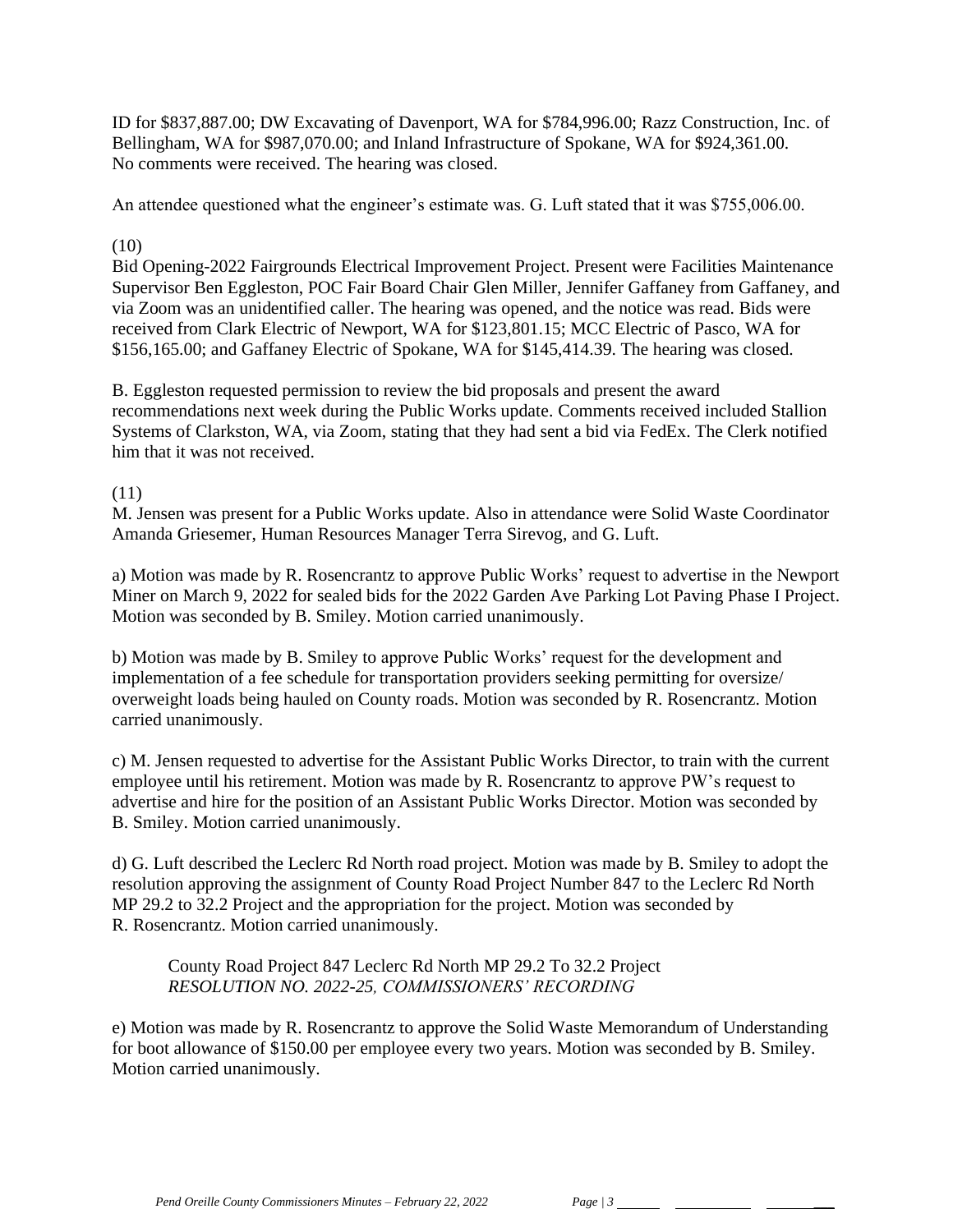ID for $837,887.00; DW Excavating of Davenport, WA for $784,996.00; Razz Construction, Inc. of Bellingham, WA for $987,070.00; and Inland Infrastructure of Spokane, WA for $924,361.00. No comments were received. The hearing was closed.

An attendee questioned what the engineer's estimate was. G. Luft stated that it was $755,006.00.

(10)
Bid Opening-2022 Fairgrounds Electrical Improvement Project. Present were Facilities Maintenance Supervisor Ben Eggleston, POC Fair Board Chair Glen Miller, Jennifer Gaffaney from Gaffaney, and via Zoom was an unidentified caller. The hearing was opened, and the notice was read. Bids were received from Clark Electric of Newport, WA for $123,801.15; MCC Electric of Pasco, WA for $156,165.00; and Gaffaney Electric of Spokane, WA for $145,414.39. The hearing was closed.

B. Eggleston requested permission to review the bid proposals and present the award recommendations next week during the Public Works update. Comments received included Stallion Systems of Clarkston, WA, via Zoom, stating that they had sent a bid via FedEx. The Clerk notified him that it was not received.

(11)
M. Jensen was present for a Public Works update. Also in attendance were Solid Waste Coordinator Amanda Griesemer, Human Resources Manager Terra Sirevog, and G. Luft.

a) Motion was made by R. Rosencrantz to approve Public Works' request to advertise in the Newport Miner on March 9, 2022 for sealed bids for the 2022 Garden Ave Parking Lot Paving Phase I Project. Motion was seconded by B. Smiley. Motion carried unanimously.

b) Motion was made by B. Smiley to approve Public Works' request for the development and implementation of a fee schedule for transportation providers seeking permitting for oversize/ overweight loads being hauled on County roads. Motion was seconded by R. Rosencrantz. Motion carried unanimously.

c) M. Jensen requested to advertise for the Assistant Public Works Director, to train with the current employee until his retirement. Motion was made by R. Rosencrantz to approve PW's request to advertise and hire for the position of an Assistant Public Works Director. Motion was seconded by B. Smiley. Motion carried unanimously.

d) G. Luft described the Leclerc Rd North road project. Motion was made by B. Smiley to adopt the resolution approving the assignment of County Road Project Number 847 to the Leclerc Rd North MP 29.2 to 32.2 Project and the appropriation for the project. Motion was seconded by R. Rosencrantz. Motion carried unanimously.

> County Road Project 847 Leclerc Rd North MP 29.2 To 32.2 Project
> *RESOLUTION NO. 2022-25, COMMISSIONERS' RECORDING*

e) Motion was made by R. Rosencrantz to approve the Solid Waste Memorandum of Understanding for boot allowance of $150.00 per employee every two years. Motion was seconded by B. Smiley. Motion carried unanimously.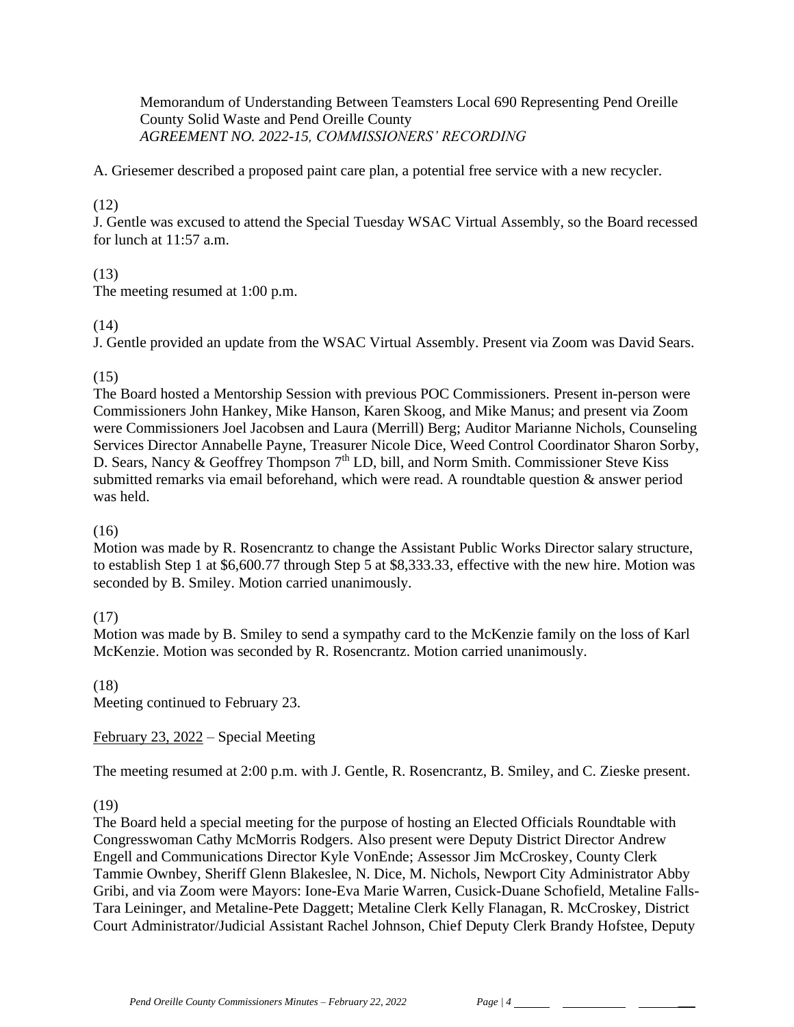Memorandum of Understanding Between Teamsters Local 690 Representing Pend Oreille County Solid Waste and Pend Oreille County
*AGREEMENT NO. 2022-15, COMMISSIONERS' RECORDING*

A. Griesemer described a proposed paint care plan, a potential free service with a new recycler.

(12)
J. Gentle was excused to attend the Special Tuesday WSAC Virtual Assembly, so the Board recessed for lunch at 11:57 a.m.

(13)
The meeting resumed at 1:00 p.m.

(14)
J. Gentle provided an update from the WSAC Virtual Assembly. Present via Zoom was David Sears.

(15)
The Board hosted a Mentorship Session with previous POC Commissioners. Present in-person were Commissioners John Hankey, Mike Hanson, Karen Skoog, and Mike Manus; and present via Zoom were Commissioners Joel Jacobsen and Laura (Merrill) Berg; Auditor Marianne Nichols, Counseling Services Director Annabelle Payne, Treasurer Nicole Dice, Weed Control Coordinator Sharon Sorby, D. Sears, Nancy & Geoffrey Thompson 7th LD, bill, and Norm Smith. Commissioner Steve Kiss submitted remarks via email beforehand, which were read. A roundtable question & answer period was held.

(16)
Motion was made by R. Rosencrantz to change the Assistant Public Works Director salary structure, to establish Step 1 at $6,600.77 through Step 5 at $8,333.33, effective with the new hire. Motion was seconded by B. Smiley. Motion carried unanimously.

(17)
Motion was made by B. Smiley to send a sympathy card to the McKenzie family on the loss of Karl McKenzie. Motion was seconded by R. Rosencrantz. Motion carried unanimously.

(18)
Meeting continued to February 23.

February 23, 2022 – Special Meeting

The meeting resumed at 2:00 p.m. with J. Gentle, R. Rosencrantz, B. Smiley, and C. Zieske present.

(19)
The Board held a special meeting for the purpose of hosting an Elected Officials Roundtable with Congresswoman Cathy McMorris Rodgers. Also present were Deputy District Director Andrew Engell and Communications Director Kyle VonEnde; Assessor Jim McCroskey, County Clerk Tammie Ownbey, Sheriff Glenn Blakeslee, N. Dice, M. Nichols, Newport City Administrator Abby Gribi, and via Zoom were Mayors: Ione-Eva Marie Warren, Cusick-Duane Schofield, Metaline Falls-Tara Leininger, and Metaline-Pete Daggett; Metaline Clerk Kelly Flanagan, R. McCroskey, District Court Administrator/Judicial Assistant Rachel Johnson, Chief Deputy Clerk Brandy Hofstee, Deputy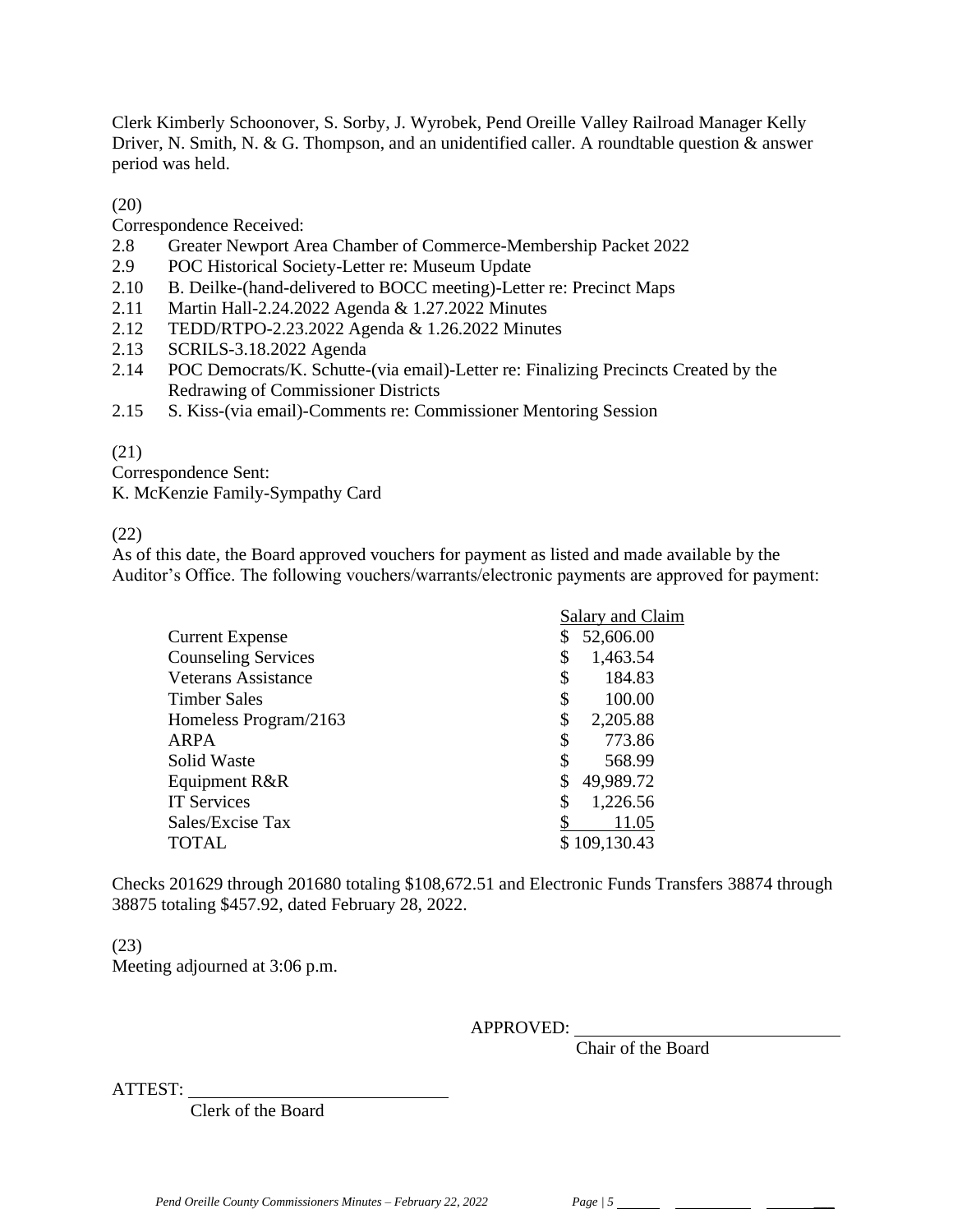Clerk Kimberly Schoonover, S. Sorby, J. Wyrobek, Pend Oreille Valley Railroad Manager Kelly Driver, N. Smith, N. & G. Thompson, and an unidentified caller. A roundtable question & answer period was held.

(20)

Correspondence Received:

2.8 Greater Newport Area Chamber of Commerce-Membership Packet 2022
2.9 POC Historical Society-Letter re: Museum Update
2.10 B. Deilke-(hand-delivered to BOCC meeting)-Letter re: Precinct Maps
2.11 Martin Hall-2.24.2022 Agenda & 1.27.2022 Minutes
2.12 TEDD/RTPO-2.23.2022 Agenda & 1.26.2022 Minutes
2.13 SCRILS-3.18.2022 Agenda
2.14 POC Democrats/K. Schutte-(via email)-Letter re: Finalizing Precincts Created by the Redrawing of Commissioner Districts
2.15 S. Kiss-(via email)-Comments re: Commissioner Mentoring Session

(21)

Correspondence Sent:

K. McKenzie Family-Sympathy Card

(22)

As of this date, the Board approved vouchers for payment as listed and made available by the Auditor's Office. The following vouchers/warrants/electronic payments are approved for payment:

| | Salary and Claim |
|---|---|
| Current Expense | $ 52,606.00 |
| Counseling Services | $ 1,463.54 |
| Veterans Assistance | $ 184.83 |
| Timber Sales | $ 100.00 |
| Homeless Program/2163 | $ 2,205.88 |
| ARPA | $ 773.86 |
| Solid Waste | $ 568.99 |
| Equipment R&R | $ 49,989.72 |
| IT Services | $ 1,226.56 |
| Sales/Excise Tax | $ 11.05 |
| TOTAL | $ 109,130.43 |

Checks 201629 through 201680 totaling $108,672.51 and Electronic Funds Transfers 38874 through 38875 totaling $457.92, dated February 28, 2022.

(23)

Meeting adjourned at 3:06 p.m.

APPROVED: ______________________________
Chair of the Board

ATTEST: ______________________________
Clerk of the Board